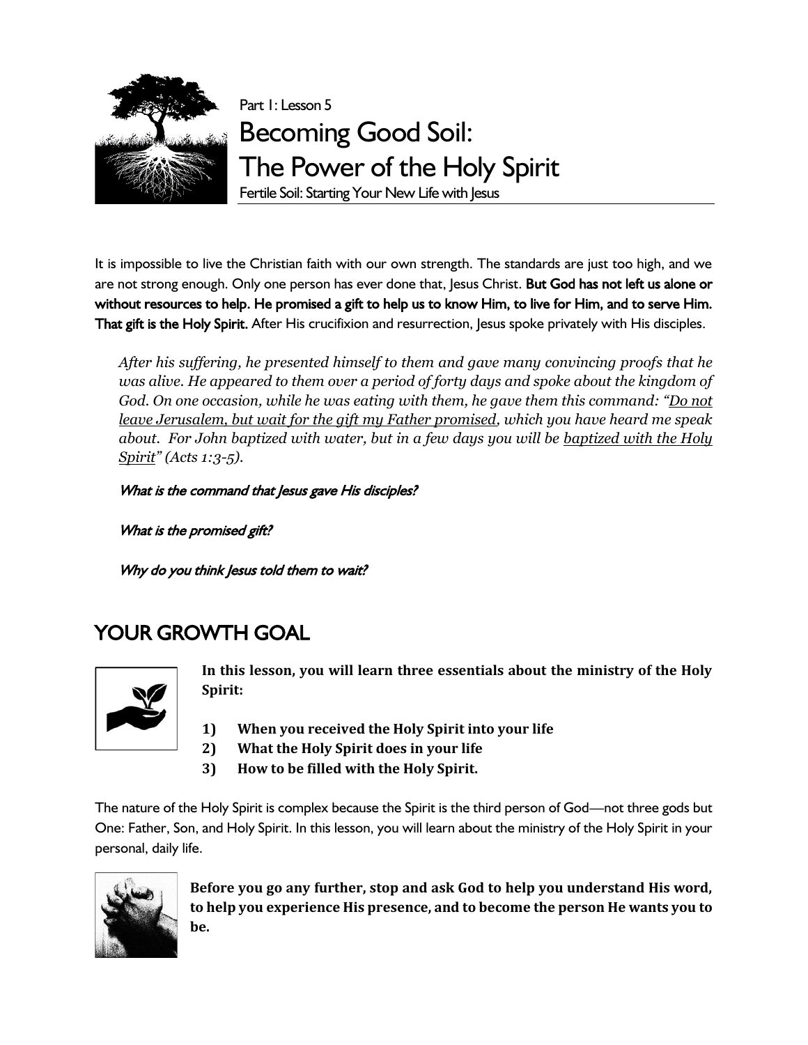Part 1: Lesson 5

# Becoming Good Soil: The Power of the Holy Spirit

Fertile Soil: Starting Your New Life with Jesus

It is impossible to live the Christian faith with our own strength. The standards are just too high, and we are not strong enough. Only one person has ever done that, Jesus Christ. **But God has not left us alone or without resources to help. He promised a gift to help us to know Him, to live for Him, and to serve Him. That gift is the Holy Spirit.** After His crucifixion and resurrection, Jesus spoke privately with His disciples.

> *After his suffering, he presented himself to them and gave many convincing proofs that he was alive. He appeared to them over a period of forty days and spoke about the kingdom of God. On one occasion, while he was eating with them, he gave them this command: "<u>Do not leave Jerusalem, but wait for the gift my Father promised</u>, which you have heard me speak about. For John baptized with water, but in a few days you will be <u>baptized with the Holy Spirit</u>" (Acts 1:3-5).*

*What is the command that Jesus gave His disciples?*

*What is the promised gift?*

*Why do you think Jesus told them to wait?*

## YOUR GROWTH GOAL

**In this lesson, you will learn three essentials about the ministry of the Holy Spirit:**

1. **When you received the Holy Spirit into your life**
2. **What the Holy Spirit does in your life**
3. **How to be filled with the Holy Spirit.**

The nature of the Holy Spirit is complex because the Spirit is the third person of God—not three gods but One: Father, Son, and Holy Spirit. In this lesson, you will learn about the ministry of the Holy Spirit in your personal, daily life.

**Before you go any further, stop and ask God to help you understand His word, to help you experience His presence, and to become the person He wants you to be.**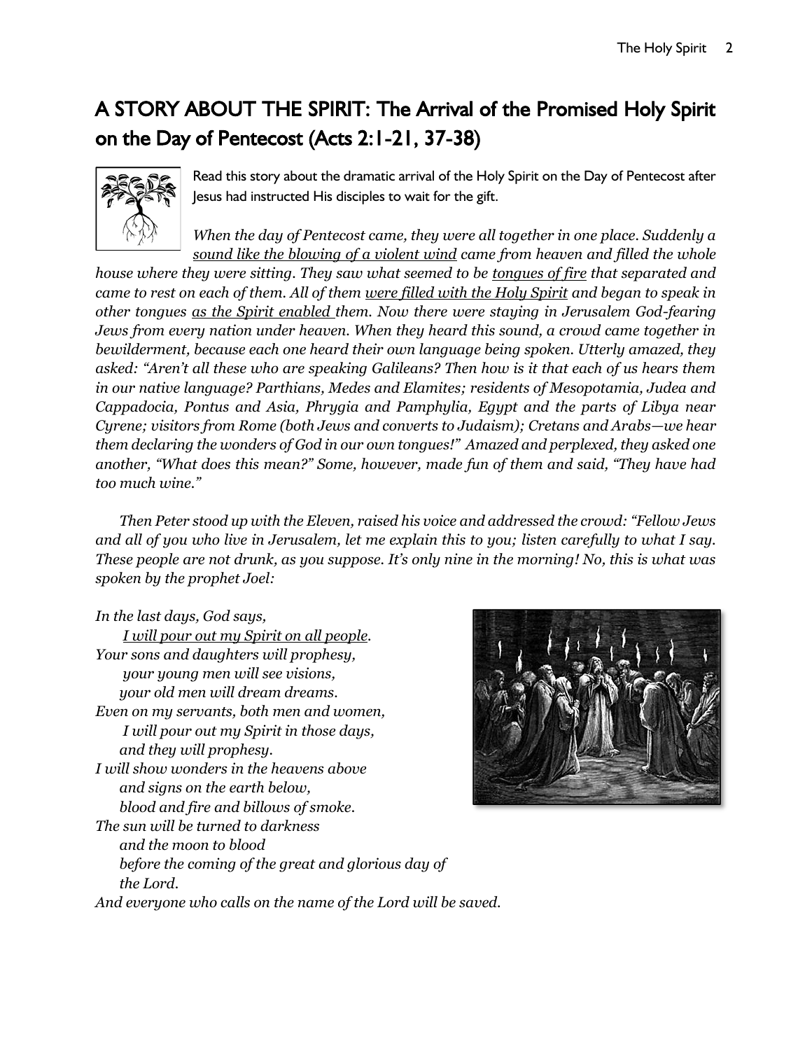## A STORY ABOUT THE SPIRIT: The Arrival of the Promised Holy Spirit on the Day of Pentecost (Acts 2:1-21, 37-38)

Read this story about the dramatic arrival of the Holy Spirit on the Day of Pentecost after Jesus had instructed His disciples to wait for the gift.

*When the day of Pentecost came, they were all together in one place. Suddenly a <u>sound like the blowing of a violent wind</u> came from heaven and filled the whole house where they were sitting. They saw what seemed to be <u>tongues of fire</u> that separated and came to rest on each of them. All of them <u>were filled with the Holy Spirit</u> and began to speak in other tongues <u>as the Spirit enabled</u> them. Now there were staying in Jerusalem God-fearing Jews from every nation under heaven. When they heard this sound, a crowd came together in bewilderment, because each one heard their own language being spoken. Utterly amazed, they asked: "Aren't all these who are speaking Galileans? Then how is it that each of us hears them in our native language? Parthians, Medes and Elamites; residents of Mesopotamia, Judea and Cappadocia, Pontus and Asia, Phrygia and Pamphylia, Egypt and the parts of Libya near Cyrene; visitors from Rome (both Jews and converts to Judaism); Cretans and Arabs—we hear them declaring the wonders of God in our own tongues!" Amazed and perplexed, they asked one another, "What does this mean?" Some, however, made fun of them and said, "They have had too much wine."*

*Then Peter stood up with the Eleven, raised his voice and addressed the crowd: "Fellow Jews and all of you who live in Jerusalem, let me explain this to you; listen carefully to what I say. These people are not drunk, as you suppose. It's only nine in the morning! No, this is what was spoken by the prophet Joel:*

*In the last days, God says,*
*<u>I will pour out my Spirit on all people</u>.*
*Your sons and daughters will prophesy,*
*your young men will see visions,*
*your old men will dream dreams.*
*Even on my servants, both men and women,*
*I will pour out my Spirit in those days,*
*and they will prophesy.*
*I will show wonders in the heavens above*
*and signs on the earth below,*
*blood and fire and billows of smoke.*
*The sun will be turned to darkness*
*and the moon to blood*
*before the coming of the great and glorious day of the Lord.*
*And everyone who calls on the name of the Lord will be saved.*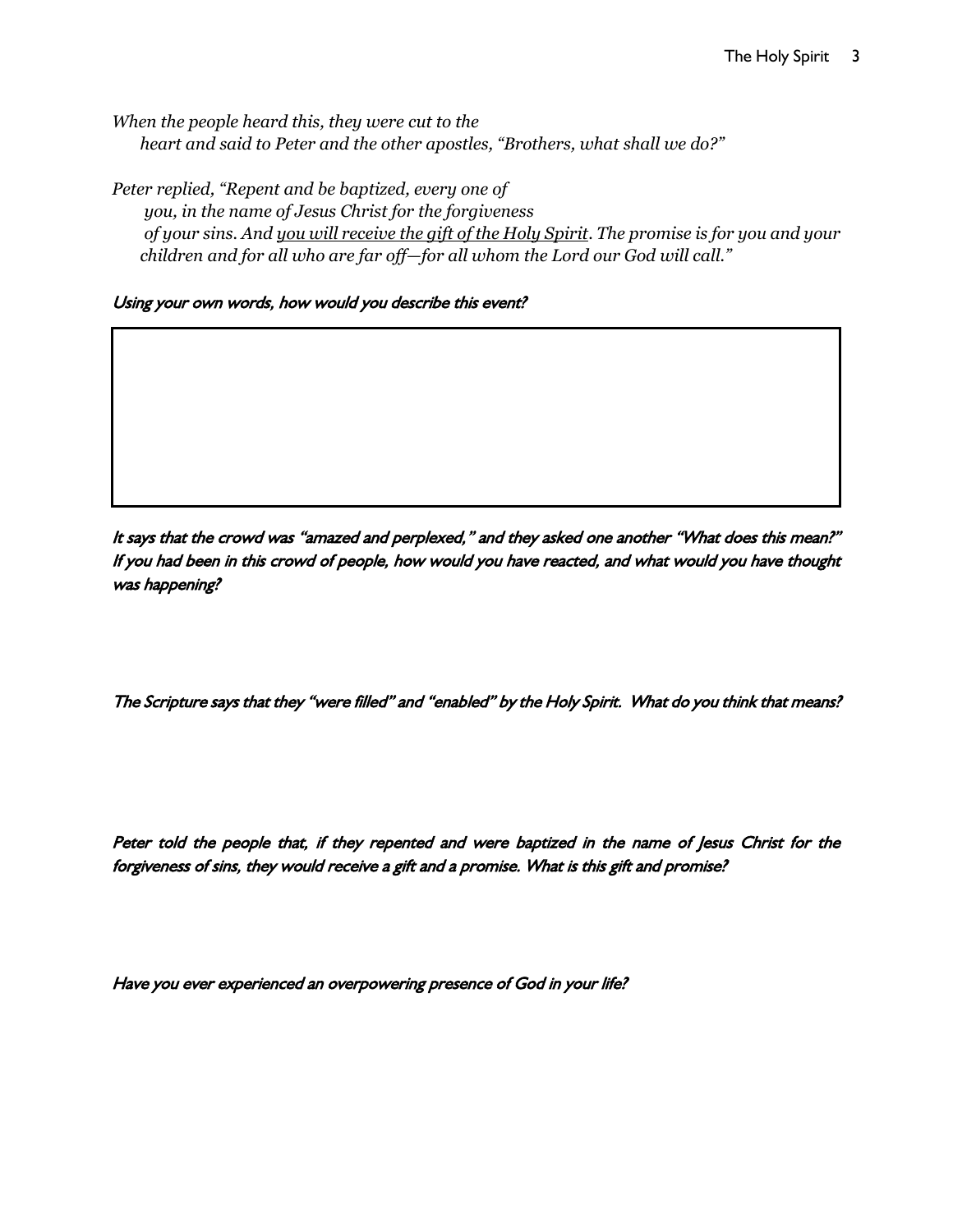*When the people heard this, they were cut to the heart and said to Peter and the other apostles, "Brothers, what shall we do?"*

*Peter replied, "Repent and be baptized, every one of you, in the name of Jesus Christ for the forgiveness of your sins. And <u>you will receive the gift of the Holy Spirit</u>. The promise is for you and your children and for all who are far off—for all whom the Lord our God will call."*

*Using your own words, how would you describe this event?*

*It says that the crowd was "amazed and perplexed," and they asked one another "What does this mean?" If you had been in this crowd of people, how would you have reacted, and what would you have thought was happening?*

*The Scripture says that they "were filled" and "enabled" by the Holy Spirit. What do you think that means?*

*Peter told the people that, if they repented and were baptized in the name of Jesus Christ for the forgiveness of sins, they would receive a gift and a promise. What is this gift and promise?*

*Have you ever experienced an overpowering presence of God in your life?*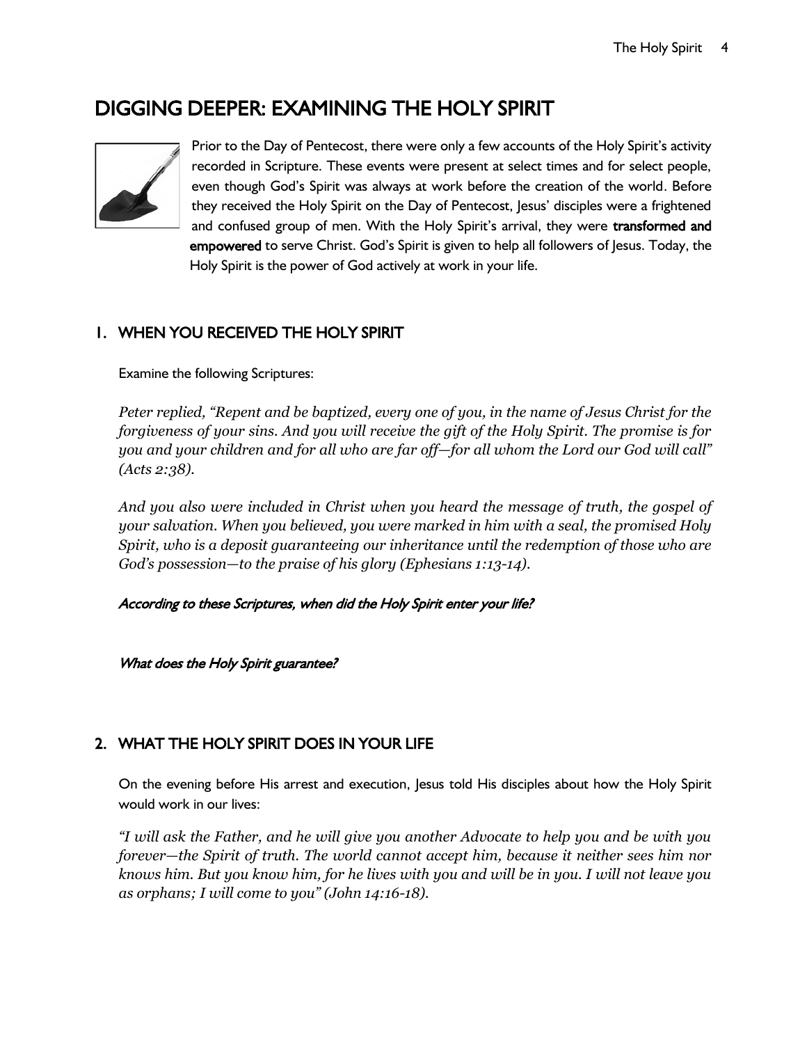# DIGGING DEEPER: EXAMINING THE HOLY SPIRIT

Prior to the Day of Pentecost, there were only a few accounts of the Holy Spirit's activity recorded in Scripture. These events were present at select times and for select people, even though God's Spirit was always at work before the creation of the world. Before they received the Holy Spirit on the Day of Pentecost, Jesus' disciples were a frightened and confused group of men. With the Holy Spirit's arrival, they were **transformed and empowered** to serve Christ. God's Spirit is given to help all followers of Jesus. Today, the Holy Spirit is the power of God actively at work in your life.

## 1. WHEN YOU RECEIVED THE HOLY SPIRIT

Examine the following Scriptures:

*Peter replied, "Repent and be baptized, every one of you, in the name of Jesus Christ for the forgiveness of your sins. And you will receive the gift of the Holy Spirit. The promise is for you and your children and for all who are far off—for all whom the Lord our God will call" (Acts 2:38).*

*And you also were included in Christ when you heard the message of truth, the gospel of your salvation. When you believed, you were marked in him with a seal, the promised Holy Spirit, who is a deposit guaranteeing our inheritance until the redemption of those who are God's possession—to the praise of his glory (Ephesians 1:13-14).*

*According to these Scriptures, when did the Holy Spirit enter your life?*

*What does the Holy Spirit guarantee?*

## 2. WHAT THE HOLY SPIRIT DOES IN YOUR LIFE

On the evening before His arrest and execution, Jesus told His disciples about how the Holy Spirit would work in our lives:

*"I will ask the Father, and he will give you another Advocate to help you and be with you forever—the Spirit of truth. The world cannot accept him, because it neither sees him nor knows him. But you know him, for he lives with you and will be in you. I will not leave you as orphans; I will come to you" (John 14:16-18).*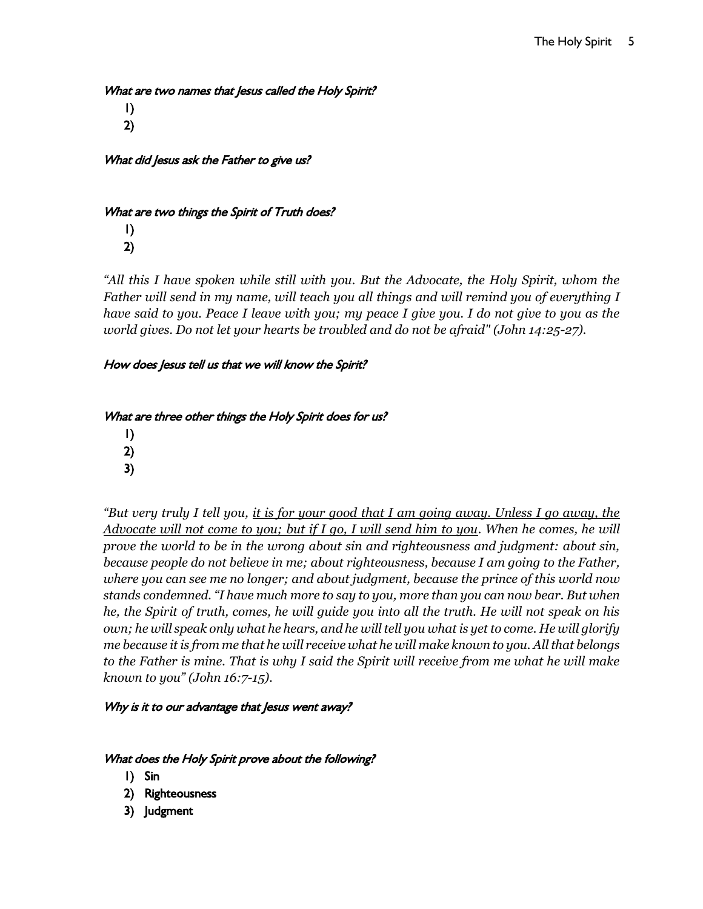*What are two names that Jesus called the Holy Spirit?*

1)
2)

*What did Jesus ask the Father to give us?*

*What are two things the Spirit of Truth does?*

1)
2)

*"All this I have spoken while still with you. But the Advocate, the Holy Spirit, whom the Father will send in my name, will teach you all things and will remind you of everything I have said to you. Peace I leave with you; my peace I give you. I do not give to you as the world gives. Do not let your hearts be troubled and do not be afraid" (John 14:25-27).*

*How does Jesus tell us that we will know the Spirit?*

*What are three other things the Holy Spirit does for us?*

1)
2)
3)

*"But very truly I tell you, <u>it is for your good that I am going away. Unless I go away, the Advocate will not come to you; but if I go, I will send him to you</u>. When he comes, he will prove the world to be in the wrong about sin and righteousness and judgment: about sin, because people do not believe in me; about righteousness, because I am going to the Father, where you can see me no longer; and about judgment, because the prince of this world now stands condemned. "I have much more to say to you, more than you can now bear. But when he, the Spirit of truth, comes, he will guide you into all the truth. He will not speak on his own; he will speak only what he hears, and he will tell you what is yet to come. He will glorify me because it is from me that he will receive what he will make known to you. All that belongs to the Father is mine. That is why I said the Spirit will receive from me what he will make known to you" (John 16:7-15).*

*Why is it to our advantage that Jesus went away?*

*What does the Holy Spirit prove about the following?*

1) Sin
2) Righteousness
3) Judgment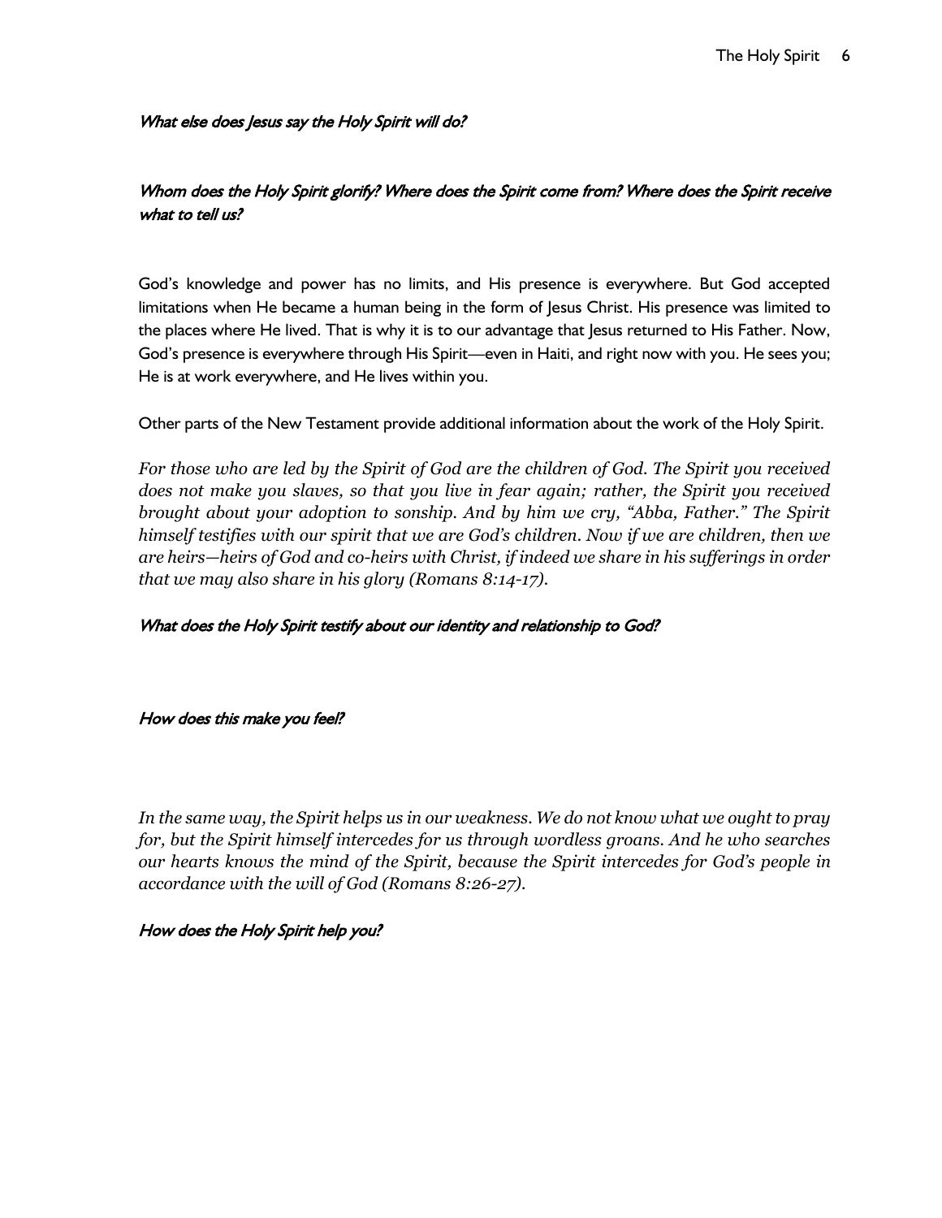*What else does Jesus say the Holy Spirit will do?*

*Whom does the Holy Spirit glorify? Where does the Spirit come from? Where does the Spirit receive what to tell us?*

God's knowledge and power has no limits, and His presence is everywhere. But God accepted limitations when He became a human being in the form of Jesus Christ. His presence was limited to the places where He lived. That is why it is to our advantage that Jesus returned to His Father. Now, God's presence is everywhere through His Spirit—even in Haiti, and right now with you. He sees you; He is at work everywhere, and He lives within you.

Other parts of the New Testament provide additional information about the work of the Holy Spirit.

*For those who are led by the Spirit of God are the children of God. The Spirit you received does not make you slaves, so that you live in fear again; rather, the Spirit you received brought about your adoption to sonship. And by him we cry, "Abba, Father." The Spirit himself testifies with our spirit that we are God's children. Now if we are children, then we are heirs—heirs of God and co-heirs with Christ, if indeed we share in his sufferings in order that we may also share in his glory (Romans 8:14-17).*

*What does the Holy Spirit testify about our identity and relationship to God?*

*How does this make you feel?*

*In the same way, the Spirit helps us in our weakness. We do not know what we ought to pray for, but the Spirit himself intercedes for us through wordless groans. And he who searches our hearts knows the mind of the Spirit, because the Spirit intercedes for God's people in accordance with the will of God (Romans 8:26-27).*

*How does the Holy Spirit help you?*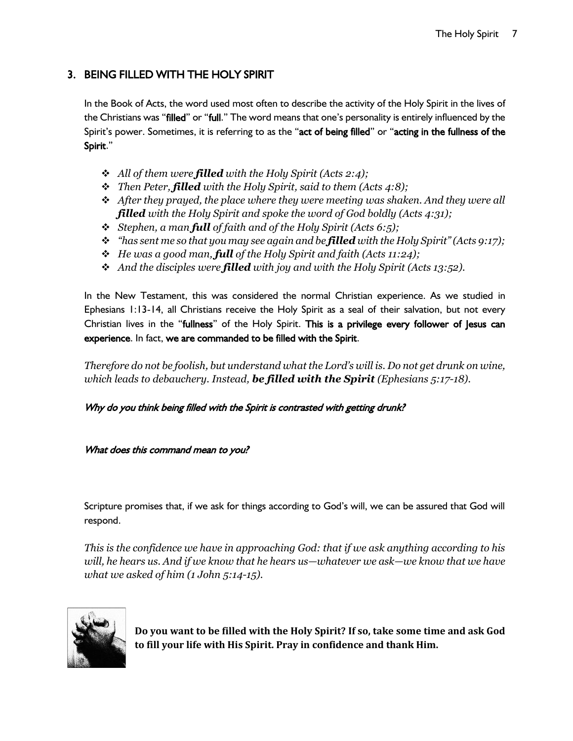## 3. BEING FILLED WITH THE HOLY SPIRIT

In the Book of Acts, the word used most often to describe the activity of the Holy Spirit in the lives of the Christians was "**filled**" or "**full**." The word means that one's personality is entirely influenced by the Spirit's power. Sometimes, it is referring to as the "**act of being filled**" or "**acting in the fullness of the Spirit**."

- *All of them were **filled** with the Holy Spirit (Acts 2:4);*
- *Then Peter, **filled** with the Holy Spirit, said to them (Acts 4:8);*
- *After they prayed, the place where they were meeting was shaken. And they were all **filled** with the Holy Spirit and spoke the word of God boldly (Acts 4:31);*
- *Stephen, a man **full** of faith and of the Holy Spirit (Acts 6:5);*
- *"has sent me so that you may see again and be **filled** with the Holy Spirit" (Acts 9:17);*
- *He was a good man, **full** of the Holy Spirit and faith (Acts 11:24);*
- *And the disciples were **filled** with joy and with the Holy Spirit (Acts 13:52).*

In the New Testament, this was considered the normal Christian experience. As we studied in Ephesians 1:13-14, all Christians receive the Holy Spirit as a seal of their salvation, but not every Christian lives in the "**fullness**" of the Holy Spirit. **This is a privilege every follower of Jesus can experience**. In fact, **we are commanded to be filled with the Spirit**.

*Therefore do not be foolish, but understand what the Lord's will is. Do not get drunk on wine, which leads to debauchery. Instead, **be filled with the Spirit** (Ephesians 5:17-18).*

*Why do you think being filled with the Spirit is contrasted with getting drunk?*

*What does this command mean to you?*

Scripture promises that, if we ask for things according to God's will, we can be assured that God will respond.

*This is the confidence we have in approaching God: that if we ask anything according to his will, he hears us. And if we know that he hears us—whatever we ask—we know that we have what we asked of him (1 John 5:14-15).*

**Do you want to be filled with the Holy Spirit? If so, take some time and ask God to fill your life with His Spirit. Pray in confidence and thank Him.**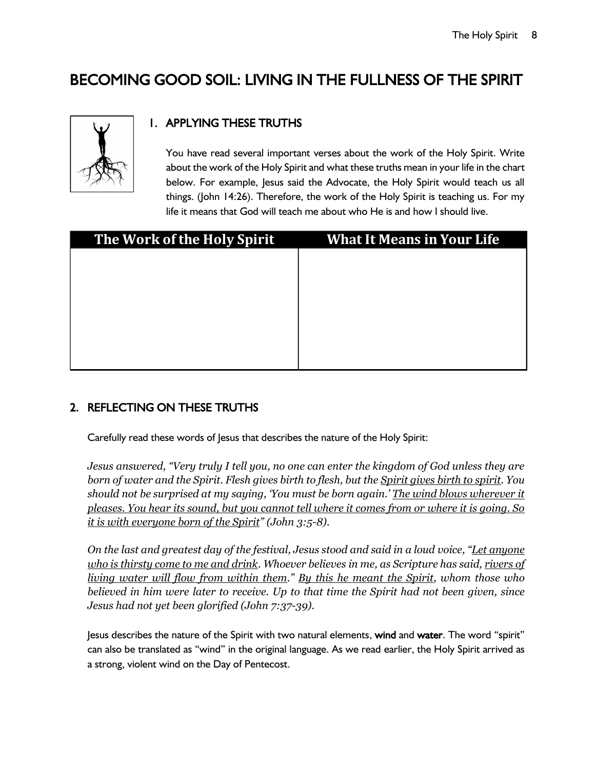# BECOMING GOOD SOIL: LIVING IN THE FULLNESS OF THE SPIRIT

## 1. APPLYING THESE TRUTHS

You have read several important verses about the work of the Holy Spirit. Write about the work of the Holy Spirit and what these truths mean in your life in the chart below. For example, Jesus said the Advocate, the Holy Spirit would teach us all things. (John 14:26). Therefore, the work of the Holy Spirit is teaching us. For my life it means that God will teach me about who He is and how I should live.

| The Work of the Holy Spirit | What It Means in Your Life |
| --- | --- |
| | |

## 2. REFLECTING ON THESE TRUTHS

Carefully read these words of Jesus that describes the nature of the Holy Spirit:

*Jesus answered, "Very truly I tell you, no one can enter the kingdom of God unless they are born of water and the Spirit. Flesh gives birth to flesh, but the <u>Spirit gives birth to spirit</u>. You should not be surprised at my saying, 'You must be born again.' <u>The wind blows wherever it pleases. You hear its sound, but you cannot tell where it comes from or where it is going. So it is with everyone born of the Spirit</u>" (John 3:5-8).*

*On the last and greatest day of the festival, Jesus stood and said in a loud voice, "<u>Let anyone who is thirsty come to me and drink</u>. Whoever believes in me, as Scripture has said, <u>rivers of living water will flow from within them</u>." <u>By this he meant the Spirit</u>, whom those who believed in him were later to receive. Up to that time the Spirit had not been given, since Jesus had not yet been glorified (John 7:37-39).*

Jesus describes the nature of the Spirit with two natural elements, **wind** and **water**. The word "spirit" can also be translated as "wind" in the original language. As we read earlier, the Holy Spirit arrived as a strong, violent wind on the Day of Pentecost.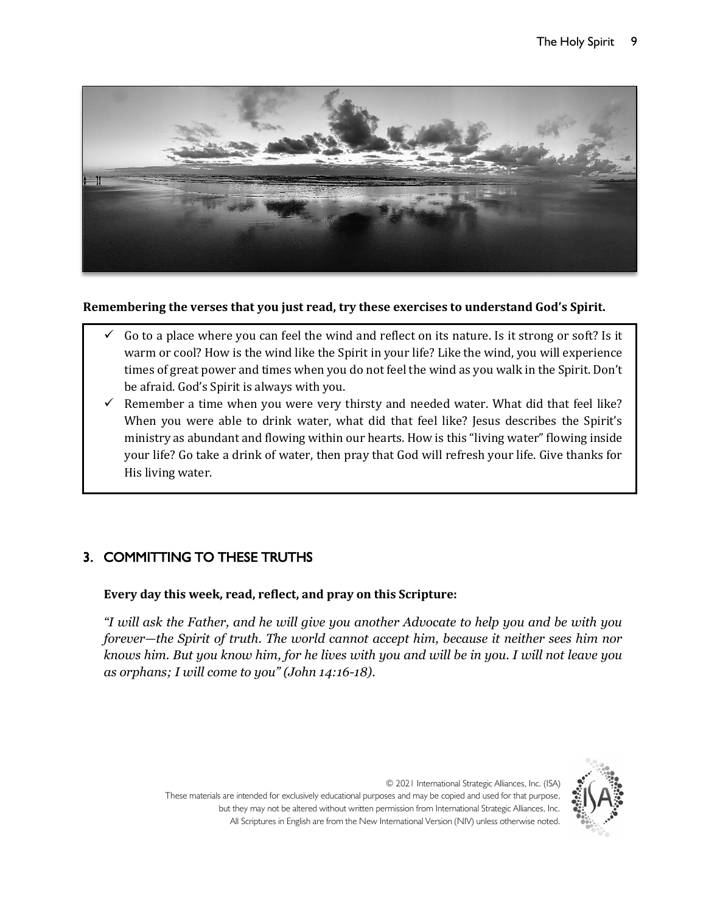**Remembering the verses that you just read, try these exercises to understand God's Spirit.**

- ✓ Go to a place where you can feel the wind and reflect on its nature. Is it strong or soft? Is it warm or cool? How is the wind like the Spirit in your life? Like the wind, you will experience times of great power and times when you do not feel the wind as you walk in the Spirit. Don't be afraid. God's Spirit is always with you.
- ✓ Remember a time when you were very thirsty and needed water. What did that feel like? When you were able to drink water, what did that feel like? Jesus describes the Spirit's ministry as abundant and flowing within our hearts. How is this "living water" flowing inside your life? Go take a drink of water, then pray that God will refresh your life. Give thanks for His living water.

## 3. COMMITTING TO THESE TRUTHS

**Every day this week, read, reflect, and pray on this Scripture:**

*"I will ask the Father, and he will give you another Advocate to help you and be with you forever—the Spirit of truth. The world cannot accept him, because it neither sees him nor knows him. But you know him, for he lives with you and will be in you. I will not leave you as orphans; I will come to you" (John 14:16-18).*

© 2021 International Strategic Alliances, Inc. (ISA)
These materials are intended for exclusively educational purposes and may be copied and used for that purpose, but they may not be altered without written permission from International Strategic Alliances, Inc.
All Scriptures in English are from the New International Version (NIV) unless otherwise noted.